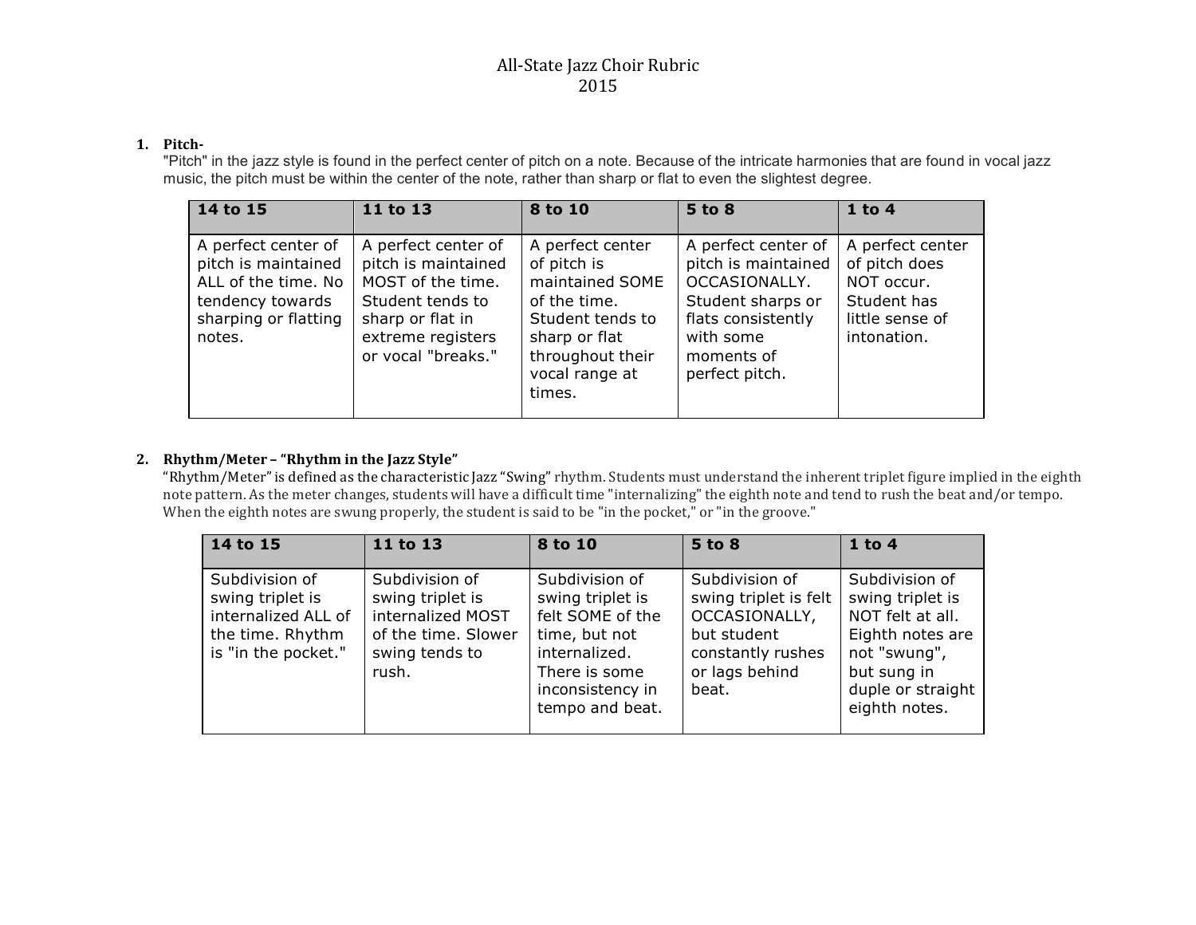# All-State Jazz Choir Rubric
# 2015

1. **Pitch-**
   "Pitch" in the jazz style is found in the perfect center of pitch on a note. Because of the intricate harmonies that are found in vocal jazz music, the pitch must be within the center of the note, rather than sharp or flat to even the slightest degree.

| 14 to 15 | 11 to 13 | 8 to 10 | 5 to 8 | 1 to 4 |
|---|---|---|---|---|
| A perfect center of pitch is maintained ALL of the time. No tendency towards sharping or flatting notes. | A perfect center of pitch is maintained MOST of the time. Student tends to sharp or flat in extreme registers or vocal "breaks." | A perfect center of pitch is maintained SOME of the time. Student tends to sharp or flat throughout their vocal range at times. | A perfect center of pitch is maintained OCCASIONALLY. Student sharps or flats consistently with some moments of perfect pitch. | A perfect center of pitch does NOT occur. Student has little sense of intonation. |

2. **Rhythm/Meter – "Rhythm in the Jazz Style"**
   "Rhythm/Meter" is defined as the characteristic Jazz "Swing" rhythm. Students must understand the inherent triplet figure implied in the eighth note pattern. As the meter changes, students will have a difficult time "internalizing" the eighth note and tend to rush the beat and/or tempo. When the eighth notes are swung properly, the student is said to be "in the pocket," or "in the groove."

| 14 to 15 | 11 to 13 | 8 to 10 | 5 to 8 | 1 to 4 |
|---|---|---|---|---|
| Subdivision of swing triplet is internalized ALL of the time. Rhythm is "in the pocket." | Subdivision of swing triplet is internalized MOST of the time. Slower swing tends to rush. | Subdivision of swing triplet is felt SOME of the time, but not internalized. There is some inconsistency in tempo and beat. | Subdivision of swing triplet is felt OCCASIONALLY, but student constantly rushes or lags behind beat. | Subdivision of swing triplet is NOT felt at all. Eighth notes are not "swung", but sung in duple or straight eighth notes. |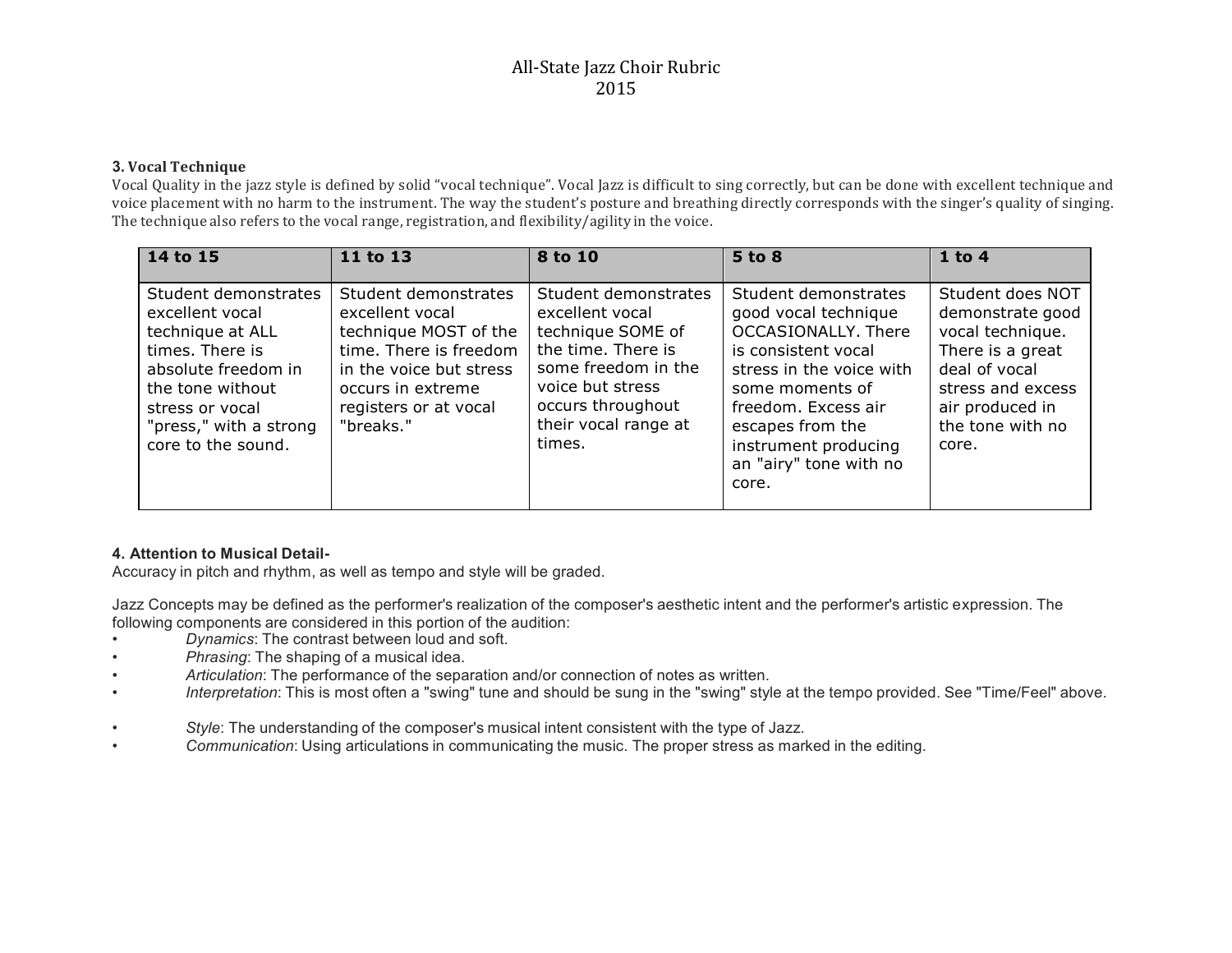# All-State Jazz Choir Rubric
2015

### 3. Vocal Technique

Vocal Quality in the jazz style is defined by solid "vocal technique". Vocal Jazz is difficult to sing correctly, but can be done with excellent technique and voice placement with no harm to the instrument. The way the student's posture and breathing directly corresponds with the singer's quality of singing. The technique also refers to the vocal range, registration, and flexibility/agility in the voice.

| 14 to 15 | 11 to 13 | 8 to 10 | 5 to 8 | 1 to 4 |
|---|---|---|---|---|
| Student demonstrates excellent vocal technique at ALL times. There is absolute freedom in the tone without stress or vocal "press," with a strong core to the sound. | Student demonstrates excellent vocal technique MOST of the time. There is freedom in the voice but stress occurs in extreme registers or at vocal "breaks." | Student demonstrates excellent vocal technique SOME of the time. There is some freedom in the voice but stress occurs throughout their vocal range at times. | Student demonstrates good vocal technique OCCASIONALLY. There is consistent vocal stress in the voice with some moments of freedom. Excess air escapes from the instrument producing an "airy" tone with no core. | Student does NOT demonstrate good vocal technique. There is a great deal of vocal stress and excess air produced in the tone with no core. |

### 4. Attention to Musical Detail-

Accuracy in pitch and rhythm, as well as tempo and style will be graded.

Jazz Concepts may be defined as the performer's realization of the composer's aesthetic intent and the performer's artistic expression. The following components are considered in this portion of the audition:

- *Dynamics*: The contrast between loud and soft.
- *Phrasing*: The shaping of a musical idea.
- *Articulation*: The performance of the separation and/or connection of notes as written.
- *Interpretation*: This is most often a "swing" tune and should be sung in the "swing" style at the tempo provided. See "Time/Feel" above.

- *Style*: The understanding of the composer's musical intent consistent with the type of Jazz.
- *Communication*: Using articulations in communicating the music. The proper stress as marked in the editing.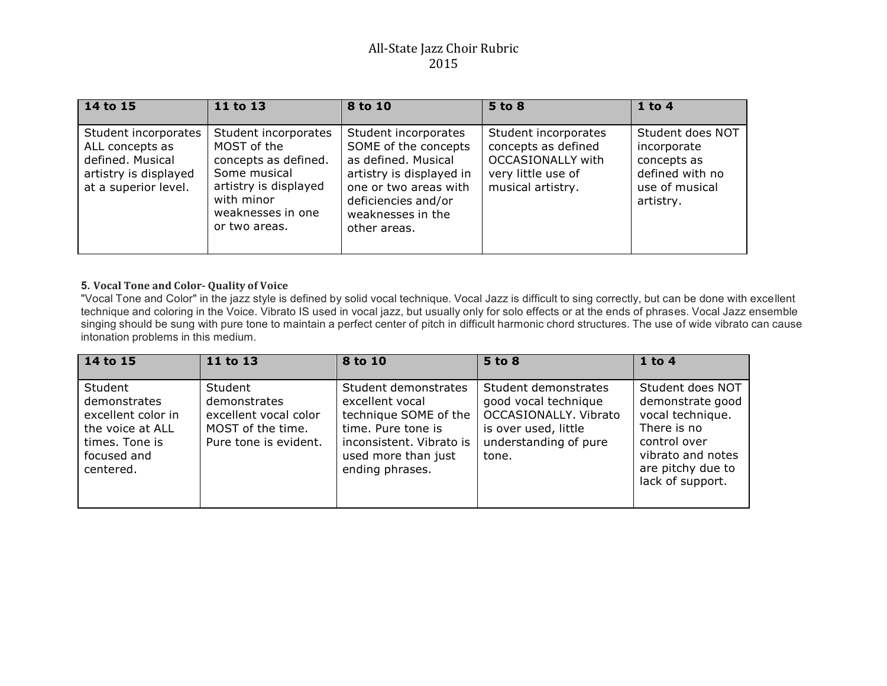# All-State Jazz Choir Rubric
# 2015

| 14 to 15 | 11 to 13 | 8 to 10 | 5 to 8 | 1 to 4 |
|---|---|---|---|---|
| Student incorporates ALL concepts as defined. Musical artistry is displayed at a superior level. | Student incorporates MOST of the concepts as defined. Some musical artistry is displayed with minor weaknesses in one or two areas. | Student incorporates SOME of the concepts as defined. Musical artistry is displayed in one or two areas with deficiencies and/or weaknesses in the other areas. | Student incorporates concepts as defined OCCASIONALLY with very little use of musical artistry. | Student does NOT incorporate concepts as defined with no use of musical artistry. |

**5. Vocal Tone and Color- Quality of Voice**

"Vocal Tone and Color" in the jazz style is defined by solid vocal technique. Vocal Jazz is difficult to sing correctly, but can be done with excellent technique and coloring in the Voice. Vibrato IS used in vocal jazz, but usually only for solo effects or at the ends of phrases. Vocal Jazz ensemble singing should be sung with pure tone to maintain a perfect center of pitch in difficult harmonic chord structures. The use of wide vibrato can cause intonation problems in this medium.

| 14 to 15 | 11 to 13 | 8 to 10 | 5 to 8 | 1 to 4 |
|---|---|---|---|---|
| Student demonstrates excellent color in the voice at ALL times. Tone is focused and centered. | Student demonstrates excellent vocal color MOST of the time. Pure tone is evident. | Student demonstrates excellent vocal technique SOME of the time. Pure tone is inconsistent. Vibrato is used more than just ending phrases. | Student demonstrates good vocal technique OCCASIONALLY. Vibrato is over used, little understanding of pure tone. | Student does NOT demonstrate good vocal technique. There is no control over vibrato and notes are pitchy due to lack of support. |